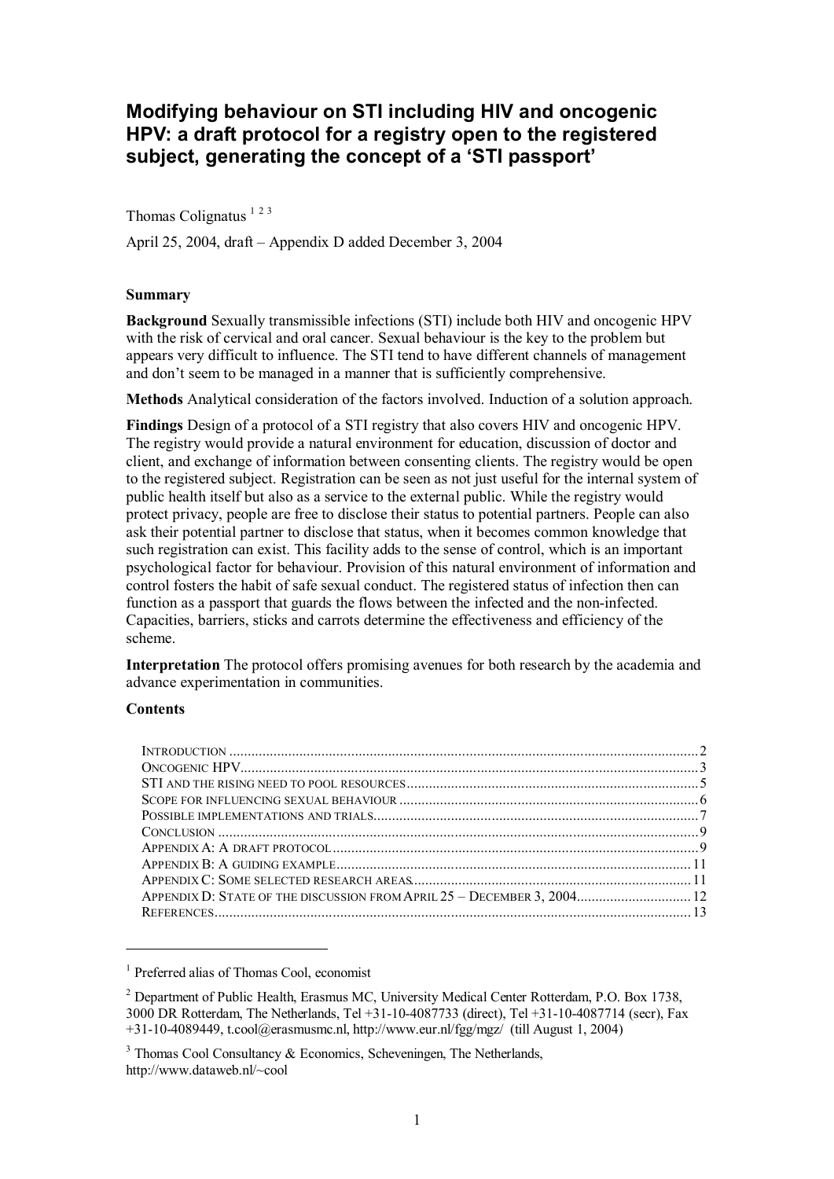# Modifying behaviour on STI including HIV and oncogenic HPV: a draft protocol for a registry open to the registered subject, generating the concept of a 'STI passport'

Thomas Colignatus [1 2 3]

April 25, 2004, draft – Appendix D added December 3, 2004

**Summary**

**Background** Sexually transmissible infections (STI) include both HIV and oncogenic HPV with the risk of cervical and oral cancer. Sexual behaviour is the key to the problem but appears very difficult to influence. The STI tend to have different channels of management and don't seem to be managed in a manner that is sufficiently comprehensive.

**Methods** Analytical consideration of the factors involved. Induction of a solution approach.

**Findings** Design of a protocol of a STI registry that also covers HIV and oncogenic HPV. The registry would provide a natural environment for education, discussion of doctor and client, and exchange of information between consenting clients. The registry would be open to the registered subject. Registration can be seen as not just useful for the internal system of public health itself but also as a service to the external public. While the registry would protect privacy, people are free to disclose their status to potential partners. People can also ask their potential partner to disclose that status, when it becomes common knowledge that such registration can exist. This facility adds to the sense of control, which is an important psychological factor for behaviour. Provision of this natural environment of information and control fosters the habit of safe sexual conduct. The registered status of infection then can function as a passport that guards the flows between the infected and the non-infected. Capacities, barriers, sticks and carrots determine the effectiveness and efficiency of the scheme.

**Interpretation** The protocol offers promising avenues for both research by the academia and advance experimentation in communities.

**Contents**

- INTRODUCTION ..... 2
- ONCOGENIC HPV ..... 3
- STI AND THE RISING NEED TO POOL RESOURCES ..... 5
- SCOPE FOR INFLUENCING SEXUAL BEHAVIOUR ..... 6
- POSSIBLE IMPLEMENTATIONS AND TRIALS ..... 7
- CONCLUSION ..... 9
- APPENDIX A: A DRAFT PROTOCOL ..... 9
- APPENDIX B: A GUIDING EXAMPLE ..... 11
- APPENDIX C: SOME SELECTED RESEARCH AREAS ..... 11
- APPENDIX D: STATE OF THE DISCUSSION FROM APRIL 25 – DECEMBER 3, 2004 ..... 12
- REFERENCES ..... 13

---

[1] Preferred alias of Thomas Cool, economist

[2] Department of Public Health, Erasmus MC, University Medical Center Rotterdam, P.O. Box 1738, 3000 DR Rotterdam, The Netherlands, Tel +31-10-4087733 (direct), Tel +31-10-4087714 (secr), Fax +31-10-4089449, t.cool@erasmusmc.nl, http://www.eur.nl/fgg/mgz/ (till August 1, 2004)

[3] Thomas Cool Consultancy & Economics, Scheveningen, The Netherlands, http://www.dataweb.nl/~cool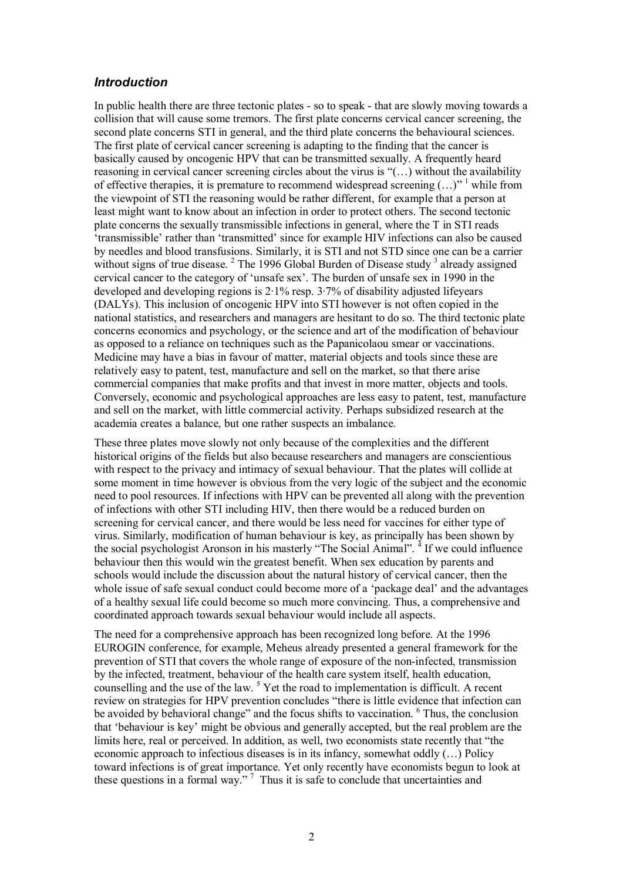## *Introduction*

In public health there are three tectonic plates - so to speak - that are slowly moving towards a collision that will cause some tremors. The first plate concerns cervical cancer screening, the second plate concerns STI in general, and the third plate concerns the behavioural sciences. The first plate of cervical cancer screening is adapting to the finding that the cancer is basically caused by oncogenic HPV that can be transmitted sexually. A frequently heard reasoning in cervical cancer screening circles about the virus is "(…) without the availability of effective therapies, it is premature to recommend widespread screening (…)" [1] while from the viewpoint of STI the reasoning would be rather different, for example that a person at least might want to know about an infection in order to protect others. The second tectonic plate concerns the sexually transmissible infections in general, where the T in STI reads 'transmissible' rather than 'transmitted' since for example HIV infections can also be caused by needles and blood transfusions. Similarly, it is STI and not STD since one can be a carrier without signs of true disease. [2] The 1996 Global Burden of Disease study [3] already assigned cervical cancer to the category of 'unsafe sex'. The burden of unsafe sex in 1990 in the developed and developing regions is 2·1% resp. 3·7% of disability adjusted lifeyears (DALYs). This inclusion of oncogenic HPV into STI however is not often copied in the national statistics, and researchers and managers are hesitant to do so. The third tectonic plate concerns economics and psychology, or the science and art of the modification of behaviour as opposed to a reliance on techniques such as the Papanicolaou smear or vaccinations. Medicine may have a bias in favour of matter, material objects and tools since these are relatively easy to patent, test, manufacture and sell on the market, so that there arise commercial companies that make profits and that invest in more matter, objects and tools. Conversely, economic and psychological approaches are less easy to patent, test, manufacture and sell on the market, with little commercial activity. Perhaps subsidized research at the academia creates a balance, but one rather suspects an imbalance.

These three plates move slowly not only because of the complexities and the different historical origins of the fields but also because researchers and managers are conscientious with respect to the privacy and intimacy of sexual behaviour. That the plates will collide at some moment in time however is obvious from the very logic of the subject and the economic need to pool resources. If infections with HPV can be prevented all along with the prevention of infections with other STI including HIV, then there would be a reduced burden on screening for cervical cancer, and there would be less need for vaccines for either type of virus. Similarly, modification of human behaviour is key, as principally has been shown by the social psychologist Aronson in his masterly "The Social Animal". [4] If we could influence behaviour then this would win the greatest benefit. When sex education by parents and schools would include the discussion about the natural history of cervical cancer, then the whole issue of safe sexual conduct could become more of a 'package deal' and the advantages of a healthy sexual life could become so much more convincing. Thus, a comprehensive and coordinated approach towards sexual behaviour would include all aspects.

The need for a comprehensive approach has been recognized long before. At the 1996 EUROGIN conference, for example, Meheus already presented a general framework for the prevention of STI that covers the whole range of exposure of the non-infected, transmission by the infected, treatment, behaviour of the health care system itself, health education, counselling and the use of the law. [5] Yet the road to implementation is difficult. A recent review on strategies for HPV prevention concludes "there is little evidence that infection can be avoided by behavioral change" and the focus shifts to vaccination. [6] Thus, the conclusion that 'behaviour is key' might be obvious and generally accepted, but the real problem are the limits here, real or perceived. In addition, as well, two economists state recently that "the economic approach to infectious diseases is in its infancy, somewhat oddly (…) Policy toward infections is of great importance. Yet only recently have economists begun to look at these questions in a formal way." [7] Thus it is safe to conclude that uncertainties and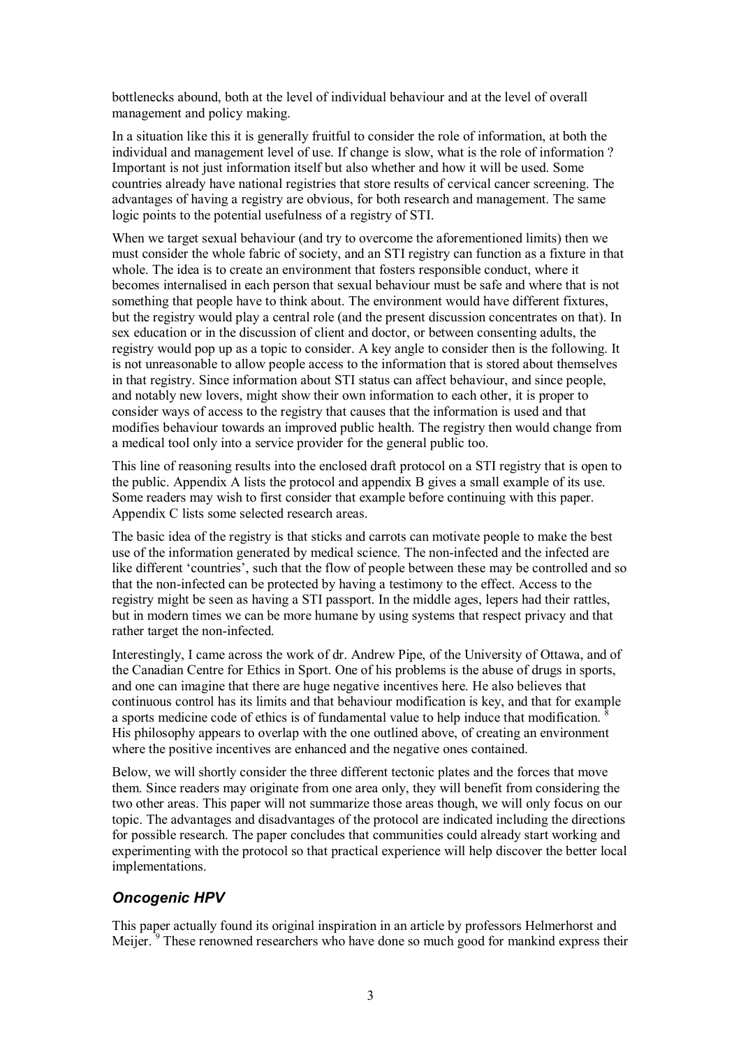bottlenecks abound, both at the level of individual behaviour and at the level of overall management and policy making.

In a situation like this it is generally fruitful to consider the role of information, at both the individual and management level of use. If change is slow, what is the role of information ? Important is not just information itself but also whether and how it will be used. Some countries already have national registries that store results of cervical cancer screening. The advantages of having a registry are obvious, for both research and management. The same logic points to the potential usefulness of a registry of STI.

When we target sexual behaviour (and try to overcome the aforementioned limits) then we must consider the whole fabric of society, and an STI registry can function as a fixture in that whole. The idea is to create an environment that fosters responsible conduct, where it becomes internalised in each person that sexual behaviour must be safe and where that is not something that people have to think about. The environment would have different fixtures, but the registry would play a central role (and the present discussion concentrates on that). In sex education or in the discussion of client and doctor, or between consenting adults, the registry would pop up as a topic to consider. A key angle to consider then is the following. It is not unreasonable to allow people access to the information that is stored about themselves in that registry. Since information about STI status can affect behaviour, and since people, and notably new lovers, might show their own information to each other, it is proper to consider ways of access to the registry that causes that the information is used and that modifies behaviour towards an improved public health. The registry then would change from a medical tool only into a service provider for the general public too.

This line of reasoning results into the enclosed draft protocol on a STI registry that is open to the public. Appendix A lists the protocol and appendix B gives a small example of its use. Some readers may wish to first consider that example before continuing with this paper. Appendix C lists some selected research areas.

The basic idea of the registry is that sticks and carrots can motivate people to make the best use of the information generated by medical science. The non-infected and the infected are like different 'countries', such that the flow of people between these may be controlled and so that the non-infected can be protected by having a testimony to the effect. Access to the registry might be seen as having a STI passport. In the middle ages, lepers had their rattles, but in modern times we can be more humane by using systems that respect privacy and that rather target the non-infected.

Interestingly, I came across the work of dr. Andrew Pipe, of the University of Ottawa, and of the Canadian Centre for Ethics in Sport. One of his problems is the abuse of drugs in sports, and one can imagine that there are huge negative incentives here. He also believes that continuous control has its limits and that behaviour modification is key, and that for example a sports medicine code of ethics is of fundamental value to help induce that modification. [8] His philosophy appears to overlap with the one outlined above, of creating an environment where the positive incentives are enhanced and the negative ones contained.

Below, we will shortly consider the three different tectonic plates and the forces that move them. Since readers may originate from one area only, they will benefit from considering the two other areas. This paper will not summarize those areas though, we will only focus on our topic. The advantages and disadvantages of the protocol are indicated including the directions for possible research. The paper concludes that communities could already start working and experimenting with the protocol so that practical experience will help discover the better local implementations.

## *Oncogenic HPV*

This paper actually found its original inspiration in an article by professors Helmerhorst and Meijer. [9] These renowned researchers who have done so much good for mankind express their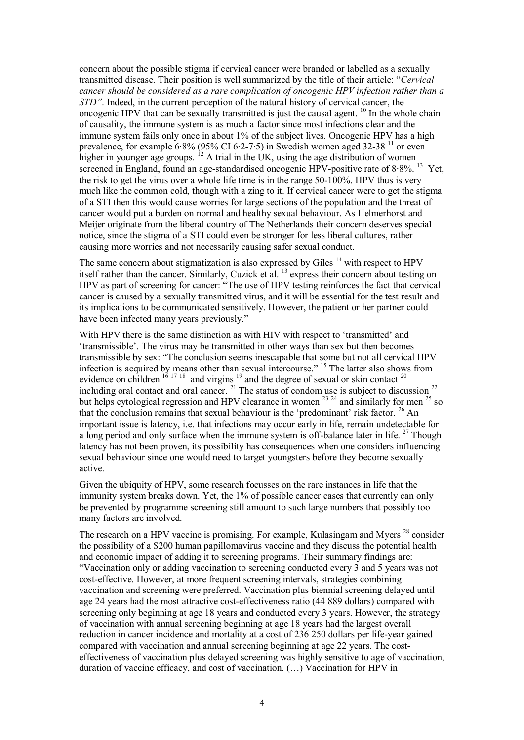concern about the possible stigma if cervical cancer were branded or labelled as a sexually transmitted disease. Their position is well summarized by the title of their article: "*Cervical cancer should be considered as a rare complication of oncogenic HPV infection rather than a STD"*. Indeed, in the current perception of the natural history of cervical cancer, the oncogenic HPV that can be sexually transmitted is just the causal agent. [10] In the whole chain of causality, the immune system is as much a factor since most infections clear and the immune system fails only once in about 1% of the subject lives. Oncogenic HPV has a high prevalence, for example 6·8% (95% CI 6·2-7·5) in Swedish women aged 32-38 [11] or even higher in younger age groups. [12] A trial in the UK, using the age distribution of women screened in England, found an age-standardised oncogenic HPV-positive rate of 8·8%. [13] Yet, the risk to get the virus over a whole life time is in the range 50-100%. HPV thus is very much like the common cold, though with a zing to it. If cervical cancer were to get the stigma of a STI then this would cause worries for large sections of the population and the threat of cancer would put a burden on normal and healthy sexual behaviour. As Helmerhorst and Meijer originate from the liberal country of The Netherlands their concern deserves special notice, since the stigma of a STI could even be stronger for less liberal cultures, rather causing more worries and not necessarily causing safer sexual conduct.

The same concern about stigmatization is also expressed by Giles [14] with respect to HPV itself rather than the cancer. Similarly, Cuzick et al. [13] express their concern about testing on HPV as part of screening for cancer: "The use of HPV testing reinforces the fact that cervical cancer is caused by a sexually transmitted virus, and it will be essential for the test result and its implications to be communicated sensitively. However, the patient or her partner could have been infected many years previously."

With HPV there is the same distinction as with HIV with respect to 'transmitted' and 'transmissible'. The virus may be transmitted in other ways than sex but then becomes transmissible by sex: "The conclusion seems inescapable that some but not all cervical HPV infection is acquired by means other than sexual intercourse." [15] The latter also shows from evidence on children [16 17 18] and virgins [19] and the degree of sexual or skin contact [20] including oral contact and oral cancer. [21] The status of condom use is subject to discussion [22] but helps cytological regression and HPV clearance in women [23 24] and similarly for men [25] so that the conclusion remains that sexual behaviour is the 'predominant' risk factor. [26] An important issue is latency, i.e. that infections may occur early in life, remain undetectable for a long period and only surface when the immune system is off-balance later in life. [27] Though latency has not been proven, its possibility has consequences when one considers influencing sexual behaviour since one would need to target youngsters before they become sexually active.

Given the ubiquity of HPV, some research focusses on the rare instances in life that the immunity system breaks down. Yet, the 1% of possible cancer cases that currently can only be prevented by programme screening still amount to such large numbers that possibly too many factors are involved.

The research on a HPV vaccine is promising. For example, Kulasingam and Myers [28] consider the possibility of a $200 human papillomavirus vaccine and they discuss the potential health and economic impact of adding it to screening programs. Their summary findings are: "Vaccination only or adding vaccination to screening conducted every 3 and 5 years was not cost-effective. However, at more frequent screening intervals, strategies combining vaccination and screening were preferred. Vaccination plus biennial screening delayed until age 24 years had the most attractive cost-effectiveness ratio (44 889 dollars) compared with screening only beginning at age 18 years and conducted every 3 years. However, the strategy of vaccination with annual screening beginning at age 18 years had the largest overall reduction in cancer incidence and mortality at a cost of 236 250 dollars per life-year gained compared with vaccination and annual screening beginning at age 22 years. The cost-effectiveness of vaccination plus delayed screening was highly sensitive to age of vaccination, duration of vaccine efficacy, and cost of vaccination. (…) Vaccination for HPV in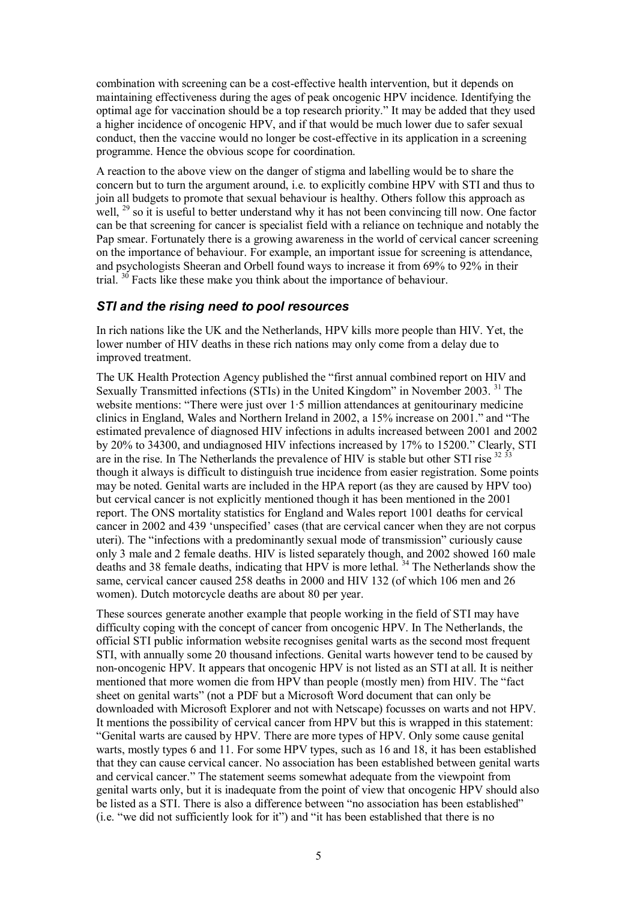combination with screening can be a cost-effective health intervention, but it depends on maintaining effectiveness during the ages of peak oncogenic HPV incidence. Identifying the optimal age for vaccination should be a top research priority." It may be added that they used a higher incidence of oncogenic HPV, and if that would be much lower due to safer sexual conduct, then the vaccine would no longer be cost-effective in its application in a screening programme. Hence the obvious scope for coordination.

A reaction to the above view on the danger of stigma and labelling would be to share the concern but to turn the argument around, i.e. to explicitly combine HPV with STI and thus to join all budgets to promote that sexual behaviour is healthy. Others follow this approach as well, [29] so it is useful to better understand why it has not been convincing till now. One factor can be that screening for cancer is specialist field with a reliance on technique and notably the Pap smear. Fortunately there is a growing awareness in the world of cervical cancer screening on the importance of behaviour. For example, an important issue for screening is attendance, and psychologists Sheeran and Orbell found ways to increase it from 69% to 92% in their trial. [30] Facts like these make you think about the importance of behaviour.

### *STI and the rising need to pool resources*

In rich nations like the UK and the Netherlands, HPV kills more people than HIV. Yet, the lower number of HIV deaths in these rich nations may only come from a delay due to improved treatment.

The UK Health Protection Agency published the "first annual combined report on HIV and Sexually Transmitted infections (STIs) in the United Kingdom" in November 2003. [31] The website mentions: "There were just over 1·5 million attendances at genitourinary medicine clinics in England, Wales and Northern Ireland in 2002, a 15% increase on 2001." and "The estimated prevalence of diagnosed HIV infections in adults increased between 2001 and 2002 by 20% to 34300, and undiagnosed HIV infections increased by 17% to 15200." Clearly, STI are in the rise. In The Netherlands the prevalence of HIV is stable but other STI rise [32 33] though it always is difficult to distinguish true incidence from easier registration. Some points may be noted. Genital warts are included in the HPA report (as they are caused by HPV too) but cervical cancer is not explicitly mentioned though it has been mentioned in the 2001 report. The ONS mortality statistics for England and Wales report 1001 deaths for cervical cancer in 2002 and 439 'unspecified' cases (that are cervical cancer when they are not corpus uteri). The "infections with a predominantly sexual mode of transmission" curiously cause only 3 male and 2 female deaths. HIV is listed separately though, and 2002 showed 160 male deaths and 38 female deaths, indicating that HPV is more lethal. [34] The Netherlands show the same, cervical cancer caused 258 deaths in 2000 and HIV 132 (of which 106 men and 26 women). Dutch motorcycle deaths are about 80 per year.

These sources generate another example that people working in the field of STI may have difficulty coping with the concept of cancer from oncogenic HPV. In The Netherlands, the official STI public information website recognises genital warts as the second most frequent STI, with annually some 20 thousand infections. Genital warts however tend to be caused by non-oncogenic HPV. It appears that oncogenic HPV is not listed as an STI at all. It is neither mentioned that more women die from HPV than people (mostly men) from HIV. The "fact sheet on genital warts" (not a PDF but a Microsoft Word document that can only be downloaded with Microsoft Explorer and not with Netscape) focusses on warts and not HPV. It mentions the possibility of cervical cancer from HPV but this is wrapped in this statement: "Genital warts are caused by HPV. There are more types of HPV. Only some cause genital warts, mostly types 6 and 11. For some HPV types, such as 16 and 18, it has been established that they can cause cervical cancer. No association has been established between genital warts and cervical cancer." The statement seems somewhat adequate from the viewpoint from genital warts only, but it is inadequate from the point of view that oncogenic HPV should also be listed as a STI. There is also a difference between "no association has been established" (i.e. "we did not sufficiently look for it") and "it has been established that there is no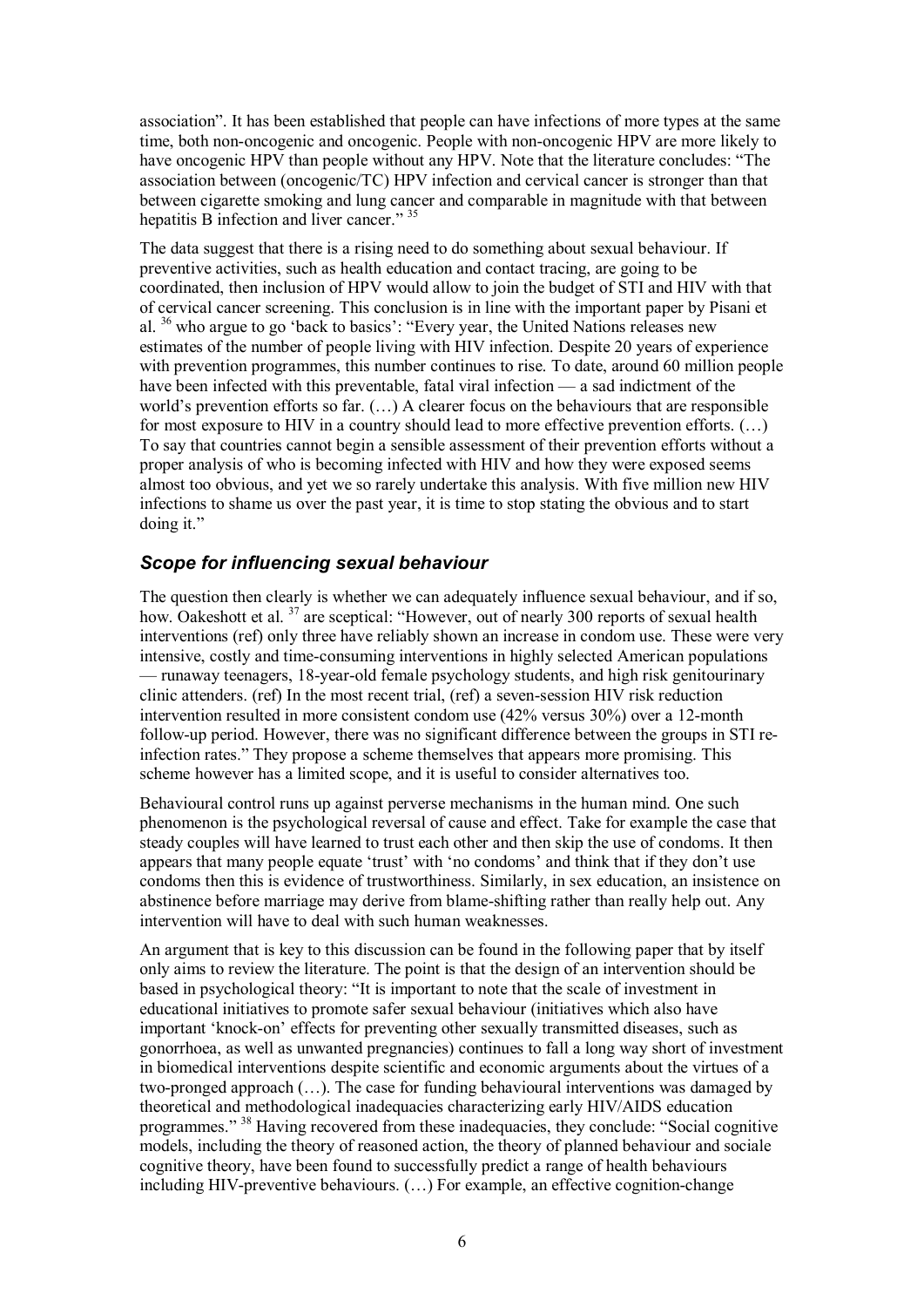association". It has been established that people can have infections of more types at the same time, both non-oncogenic and oncogenic. People with non-oncogenic HPV are more likely to have oncogenic HPV than people without any HPV. Note that the literature concludes: "The association between (oncogenic/TC) HPV infection and cervical cancer is stronger than that between cigarette smoking and lung cancer and comparable in magnitude with that between hepatitis B infection and liver cancer." [35]

The data suggest that there is a rising need to do something about sexual behaviour. If preventive activities, such as health education and contact tracing, are going to be coordinated, then inclusion of HPV would allow to join the budget of STI and HIV with that of cervical cancer screening. This conclusion is in line with the important paper by Pisani et al. [36] who argue to go 'back to basics': "Every year, the United Nations releases new estimates of the number of people living with HIV infection. Despite 20 years of experience with prevention programmes, this number continues to rise. To date, around 60 million people have been infected with this preventable, fatal viral infection — a sad indictment of the world's prevention efforts so far. (…) A clearer focus on the behaviours that are responsible for most exposure to HIV in a country should lead to more effective prevention efforts. (…) To say that countries cannot begin a sensible assessment of their prevention efforts without a proper analysis of who is becoming infected with HIV and how they were exposed seems almost too obvious, and yet we so rarely undertake this analysis. With five million new HIV infections to shame us over the past year, it is time to stop stating the obvious and to start doing it."

### *Scope for influencing sexual behaviour*

The question then clearly is whether we can adequately influence sexual behaviour, and if so, how. Oakeshott et al. [37] are sceptical: "However, out of nearly 300 reports of sexual health interventions (ref) only three have reliably shown an increase in condom use. These were very intensive, costly and time-consuming interventions in highly selected American populations — runaway teenagers, 18-year-old female psychology students, and high risk genitourinary clinic attenders. (ref) In the most recent trial, (ref) a seven-session HIV risk reduction intervention resulted in more consistent condom use (42% versus 30%) over a 12-month follow-up period. However, there was no significant difference between the groups in STI re-infection rates." They propose a scheme themselves that appears more promising. This scheme however has a limited scope, and it is useful to consider alternatives too.

Behavioural control runs up against perverse mechanisms in the human mind. One such phenomenon is the psychological reversal of cause and effect. Take for example the case that steady couples will have learned to trust each other and then skip the use of condoms. It then appears that many people equate 'trust' with 'no condoms' and think that if they don't use condoms then this is evidence of trustworthiness. Similarly, in sex education, an insistence on abstinence before marriage may derive from blame-shifting rather than really help out. Any intervention will have to deal with such human weaknesses.

An argument that is key to this discussion can be found in the following paper that by itself only aims to review the literature. The point is that the design of an intervention should be based in psychological theory: "It is important to note that the scale of investment in educational initiatives to promote safer sexual behaviour (initiatives which also have important 'knock-on' effects for preventing other sexually transmitted diseases, such as gonorrhoea, as well as unwanted pregnancies) continues to fall a long way short of investment in biomedical interventions despite scientific and economic arguments about the virtues of a two-pronged approach (…). The case for funding behavioural interventions was damaged by theoretical and methodological inadequacies characterizing early HIV/AIDS education programmes." [38] Having recovered from these inadequacies, they conclude: "Social cognitive models, including the theory of reasoned action, the theory of planned behaviour and sociale cognitive theory, have been found to successfully predict a range of health behaviours including HIV-preventive behaviours. (…) For example, an effective cognition-change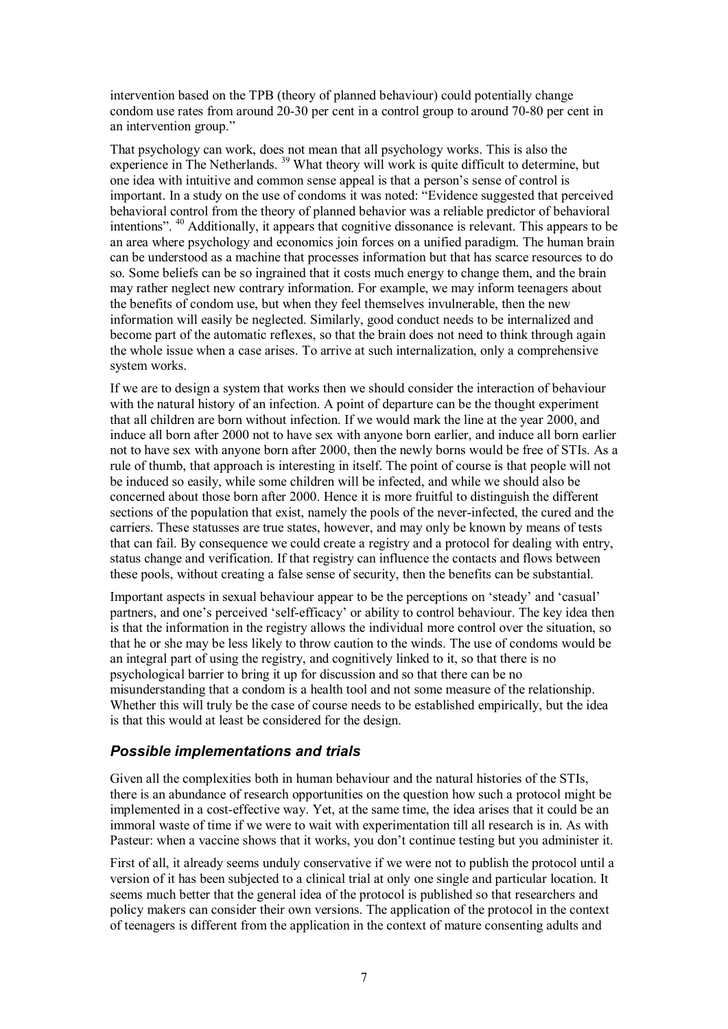intervention based on the TPB (theory of planned behaviour) could potentially change condom use rates from around 20-30 per cent in a control group to around 70-80 per cent in an intervention group."

That psychology can work, does not mean that all psychology works. This is also the experience in The Netherlands. [39] What theory will work is quite difficult to determine, but one idea with intuitive and common sense appeal is that a person's sense of control is important. In a study on the use of condoms it was noted: "Evidence suggested that perceived behavioral control from the theory of planned behavior was a reliable predictor of behavioral intentions". [40] Additionally, it appears that cognitive dissonance is relevant. This appears to be an area where psychology and economics join forces on a unified paradigm. The human brain can be understood as a machine that processes information but that has scarce resources to do so. Some beliefs can be so ingrained that it costs much energy to change them, and the brain may rather neglect new contrary information. For example, we may inform teenagers about the benefits of condom use, but when they feel themselves invulnerable, then the new information will easily be neglected. Similarly, good conduct needs to be internalized and become part of the automatic reflexes, so that the brain does not need to think through again the whole issue when a case arises. To arrive at such internalization, only a comprehensive system works.

If we are to design a system that works then we should consider the interaction of behaviour with the natural history of an infection. A point of departure can be the thought experiment that all children are born without infection. If we would mark the line at the year 2000, and induce all born after 2000 not to have sex with anyone born earlier, and induce all born earlier not to have sex with anyone born after 2000, then the newly borns would be free of STIs. As a rule of thumb, that approach is interesting in itself. The point of course is that people will not be induced so easily, while some children will be infected, and while we should also be concerned about those born after 2000. Hence it is more fruitful to distinguish the different sections of the population that exist, namely the pools of the never-infected, the cured and the carriers. These statusses are true states, however, and may only be known by means of tests that can fail. By consequence we could create a registry and a protocol for dealing with entry, status change and verification. If that registry can influence the contacts and flows between these pools, without creating a false sense of security, then the benefits can be substantial.

Important aspects in sexual behaviour appear to be the perceptions on 'steady' and 'casual' partners, and one's perceived 'self-efficacy' or ability to control behaviour. The key idea then is that the information in the registry allows the individual more control over the situation, so that he or she may be less likely to throw caution to the winds. The use of condoms would be an integral part of using the registry, and cognitively linked to it, so that there is no psychological barrier to bring it up for discussion and so that there can be no misunderstanding that a condom is a health tool and not some measure of the relationship. Whether this will truly be the case of course needs to be established empirically, but the idea is that this would at least be considered for the design.

## *Possible implementations and trials*

Given all the complexities both in human behaviour and the natural histories of the STIs, there is an abundance of research opportunities on the question how such a protocol might be implemented in a cost-effective way. Yet, at the same time, the idea arises that it could be an immoral waste of time if we were to wait with experimentation till all research is in. As with Pasteur: when a vaccine shows that it works, you don't continue testing but you administer it.

First of all, it already seems unduly conservative if we were not to publish the protocol until a version of it has been subjected to a clinical trial at only one single and particular location. It seems much better that the general idea of the protocol is published so that researchers and policy makers can consider their own versions. The application of the protocol in the context of teenagers is different from the application in the context of mature consenting adults and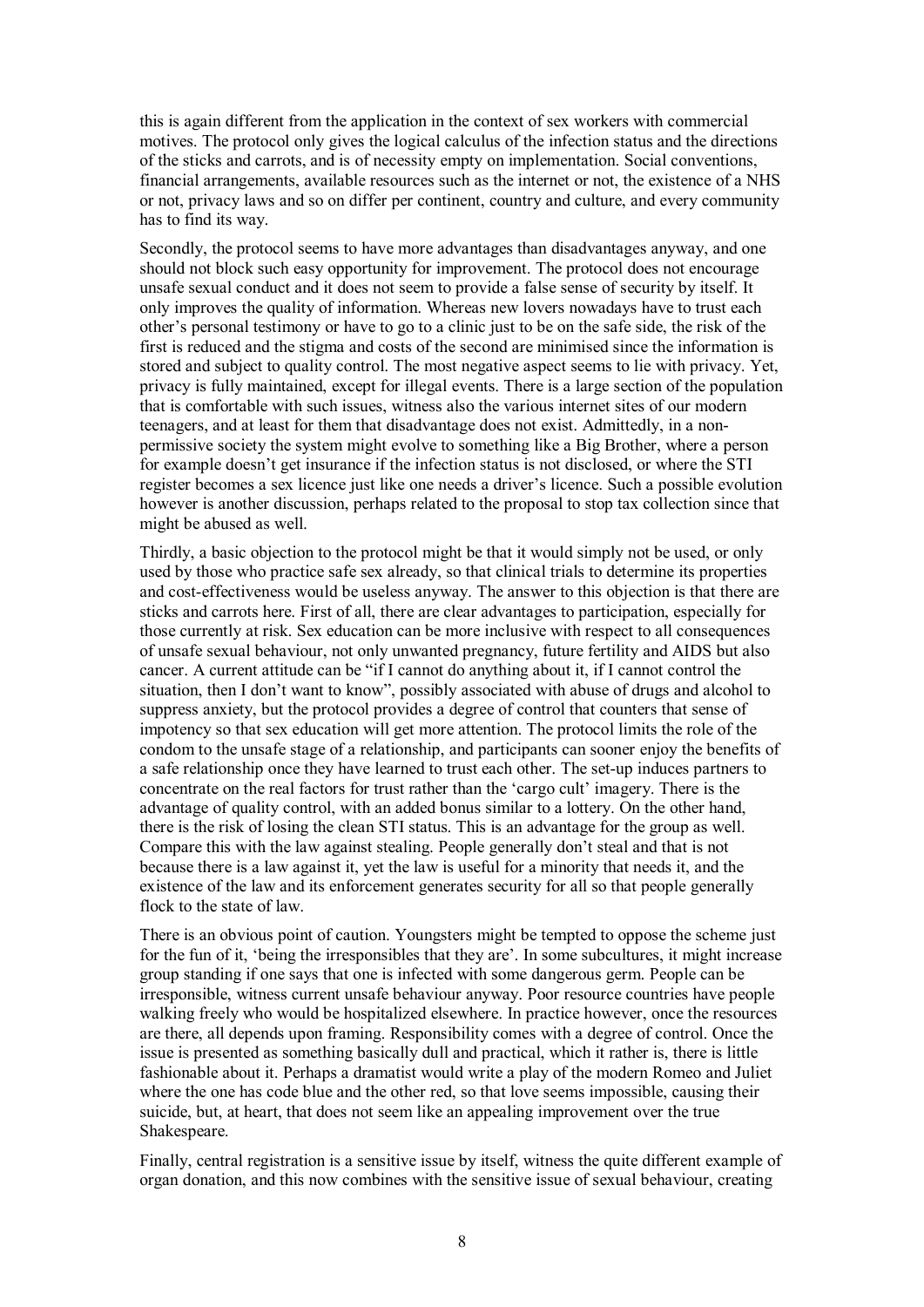this is again different from the application in the context of sex workers with commercial motives. The protocol only gives the logical calculus of the infection status and the directions of the sticks and carrots, and is of necessity empty on implementation. Social conventions, financial arrangements, available resources such as the internet or not, the existence of a NHS or not, privacy laws and so on differ per continent, country and culture, and every community has to find its way.

Secondly, the protocol seems to have more advantages than disadvantages anyway, and one should not block such easy opportunity for improvement. The protocol does not encourage unsafe sexual conduct and it does not seem to provide a false sense of security by itself. It only improves the quality of information. Whereas new lovers nowadays have to trust each other's personal testimony or have to go to a clinic just to be on the safe side, the risk of the first is reduced and the stigma and costs of the second are minimised since the information is stored and subject to quality control. The most negative aspect seems to lie with privacy. Yet, privacy is fully maintained, except for illegal events. There is a large section of the population that is comfortable with such issues, witness also the various internet sites of our modern teenagers, and at least for them that disadvantage does not exist. Admittedly, in a non-permissive society the system might evolve to something like a Big Brother, where a person for example doesn't get insurance if the infection status is not disclosed, or where the STI register becomes a sex licence just like one needs a driver's licence. Such a possible evolution however is another discussion, perhaps related to the proposal to stop tax collection since that might be abused as well.

Thirdly, a basic objection to the protocol might be that it would simply not be used, or only used by those who practice safe sex already, so that clinical trials to determine its properties and cost-effectiveness would be useless anyway. The answer to this objection is that there are sticks and carrots here. First of all, there are clear advantages to participation, especially for those currently at risk. Sex education can be more inclusive with respect to all consequences of unsafe sexual behaviour, not only unwanted pregnancy, future fertility and AIDS but also cancer. A current attitude can be "if I cannot do anything about it, if I cannot control the situation, then I don't want to know", possibly associated with abuse of drugs and alcohol to suppress anxiety, but the protocol provides a degree of control that counters that sense of impotency so that sex education will get more attention. The protocol limits the role of the condom to the unsafe stage of a relationship, and participants can sooner enjoy the benefits of a safe relationship once they have learned to trust each other. The set-up induces partners to concentrate on the real factors for trust rather than the 'cargo cult' imagery. There is the advantage of quality control, with an added bonus similar to a lottery. On the other hand, there is the risk of losing the clean STI status. This is an advantage for the group as well. Compare this with the law against stealing. People generally don't steal and that is not because there is a law against it, yet the law is useful for a minority that needs it, and the existence of the law and its enforcement generates security for all so that people generally flock to the state of law.

There is an obvious point of caution. Youngsters might be tempted to oppose the scheme just for the fun of it, 'being the irresponsibles that they are'. In some subcultures, it might increase group standing if one says that one is infected with some dangerous germ. People can be irresponsible, witness current unsafe behaviour anyway. Poor resource countries have people walking freely who would be hospitalized elsewhere. In practice however, once the resources are there, all depends upon framing. Responsibility comes with a degree of control. Once the issue is presented as something basically dull and practical, which it rather is, there is little fashionable about it. Perhaps a dramatist would write a play of the modern Romeo and Juliet where the one has code blue and the other red, so that love seems impossible, causing their suicide, but, at heart, that does not seem like an appealing improvement over the true Shakespeare.

Finally, central registration is a sensitive issue by itself, witness the quite different example of organ donation, and this now combines with the sensitive issue of sexual behaviour, creating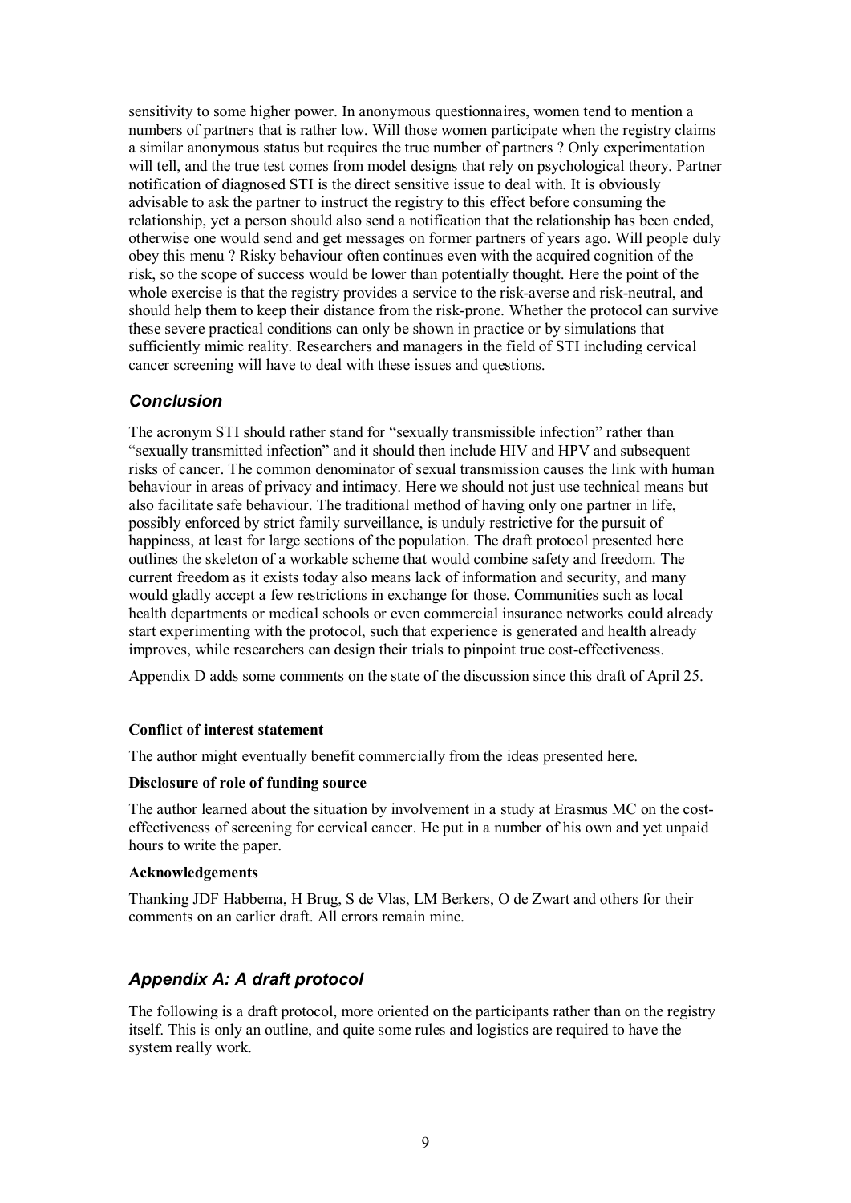sensitivity to some higher power. In anonymous questionnaires, women tend to mention a numbers of partners that is rather low. Will those women participate when the registry claims a similar anonymous status but requires the true number of partners ? Only experimentation will tell, and the true test comes from model designs that rely on psychological theory. Partner notification of diagnosed STI is the direct sensitive issue to deal with. It is obviously advisable to ask the partner to instruct the registry to this effect before consuming the relationship, yet a person should also send a notification that the relationship has been ended, otherwise one would send and get messages on former partners of years ago. Will people duly obey this menu ? Risky behaviour often continues even with the acquired cognition of the risk, so the scope of success would be lower than potentially thought. Here the point of the whole exercise is that the registry provides a service to the risk-averse and risk-neutral, and should help them to keep their distance from the risk-prone. Whether the protocol can survive these severe practical conditions can only be shown in practice or by simulations that sufficiently mimic reality. Researchers and managers in the field of STI including cervical cancer screening will have to deal with these issues and questions.

## *Conclusion*

The acronym STI should rather stand for "sexually transmissible infection" rather than "sexually transmitted infection" and it should then include HIV and HPV and subsequent risks of cancer. The common denominator of sexual transmission causes the link with human behaviour in areas of privacy and intimacy. Here we should not just use technical means but also facilitate safe behaviour. The traditional method of having only one partner in life, possibly enforced by strict family surveillance, is unduly restrictive for the pursuit of happiness, at least for large sections of the population. The draft protocol presented here outlines the skeleton of a workable scheme that would combine safety and freedom. The current freedom as it exists today also means lack of information and security, and many would gladly accept a few restrictions in exchange for those. Communities such as local health departments or medical schools or even commercial insurance networks could already start experimenting with the protocol, such that experience is generated and health already improves, while researchers can design their trials to pinpoint true cost-effectiveness.

Appendix D adds some comments on the state of the discussion since this draft of April 25.

**Conflict of interest statement**

The author might eventually benefit commercially from the ideas presented here.

**Disclosure of role of funding source**

The author learned about the situation by involvement in a study at Erasmus MC on the cost-effectiveness of screening for cervical cancer. He put in a number of his own and yet unpaid hours to write the paper.

**Acknowledgements**

Thanking JDF Habbema, H Brug, S de Vlas, LM Berkers, O de Zwart and others for their comments on an earlier draft. All errors remain mine.

## *Appendix A: A draft protocol*

The following is a draft protocol, more oriented on the participants rather than on the registry itself. This is only an outline, and quite some rules and logistics are required to have the system really work.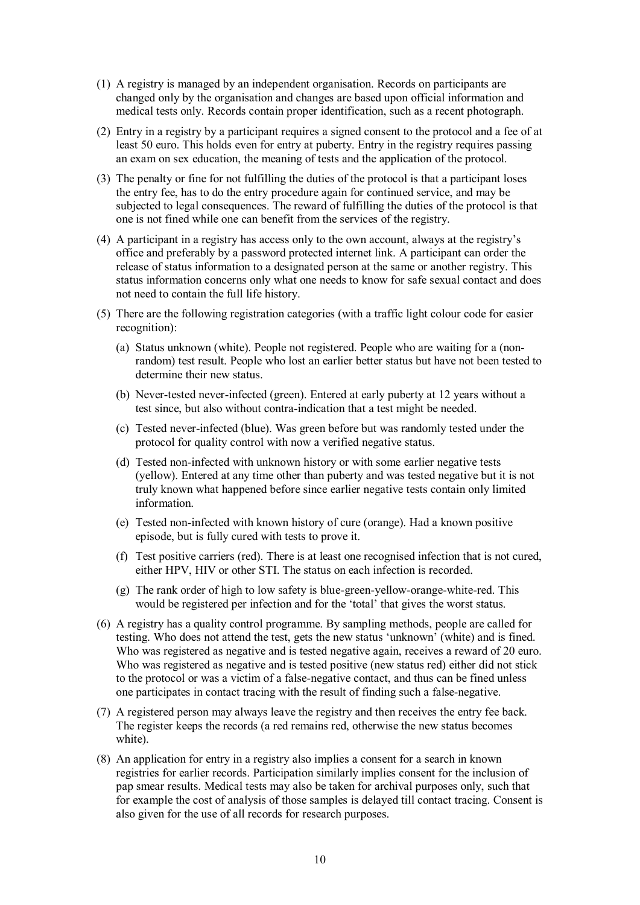(1) A registry is managed by an independent organisation. Records on participants are changed only by the organisation and changes are based upon official information and medical tests only. Records contain proper identification, such as a recent photograph.

(2) Entry in a registry by a participant requires a signed consent to the protocol and a fee of at least 50 euro. This holds even for entry at puberty. Entry in the registry requires passing an exam on sex education, the meaning of tests and the application of the protocol.

(3) The penalty or fine for not fulfilling the duties of the protocol is that a participant loses the entry fee, has to do the entry procedure again for continued service, and may be subjected to legal consequences. The reward of fulfilling the duties of the protocol is that one is not fined while one can benefit from the services of the registry.

(4) A participant in a registry has access only to the own account, always at the registry's office and preferably by a password protected internet link. A participant can order the release of status information to a designated person at the same or another registry. This status information concerns only what one needs to know for safe sexual contact and does not need to contain the full life history.

(5) There are the following registration categories (with a traffic light colour code for easier recognition):

   (a) Status unknown (white). People not registered. People who are waiting for a (non-random) test result. People who lost an earlier better status but have not been tested to determine their new status.

   (b) Never-tested never-infected (green). Entered at early puberty at 12 years without a test since, but also without contra-indication that a test might be needed.

   (c) Tested never-infected (blue). Was green before but was randomly tested under the protocol for quality control with now a verified negative status.

   (d) Tested non-infected with unknown history or with some earlier negative tests (yellow). Entered at any time other than puberty and was tested negative but it is not truly known what happened before since earlier negative tests contain only limited information.

   (e) Tested non-infected with known history of cure (orange). Had a known positive episode, but is fully cured with tests to prove it.

   (f) Test positive carriers (red). There is at least one recognised infection that is not cured, either HPV, HIV or other STI. The status on each infection is recorded.

   (g) The rank order of high to low safety is blue-green-yellow-orange-white-red. This would be registered per infection and for the 'total' that gives the worst status.

(6) A registry has a quality control programme. By sampling methods, people are called for testing. Who does not attend the test, gets the new status 'unknown' (white) and is fined. Who was registered as negative and is tested negative again, receives a reward of 20 euro. Who was registered as negative and is tested positive (new status red) either did not stick to the protocol or was a victim of a false-negative contact, and thus can be fined unless one participates in contact tracing with the result of finding such a false-negative.

(7) A registered person may always leave the registry and then receives the entry fee back. The register keeps the records (a red remains red, otherwise the new status becomes white).

(8) An application for entry in a registry also implies a consent for a search in known registries for earlier records. Participation similarly implies consent for the inclusion of pap smear results. Medical tests may also be taken for archival purposes only, such that for example the cost of analysis of those samples is delayed till contact tracing. Consent is also given for the use of all records for research purposes.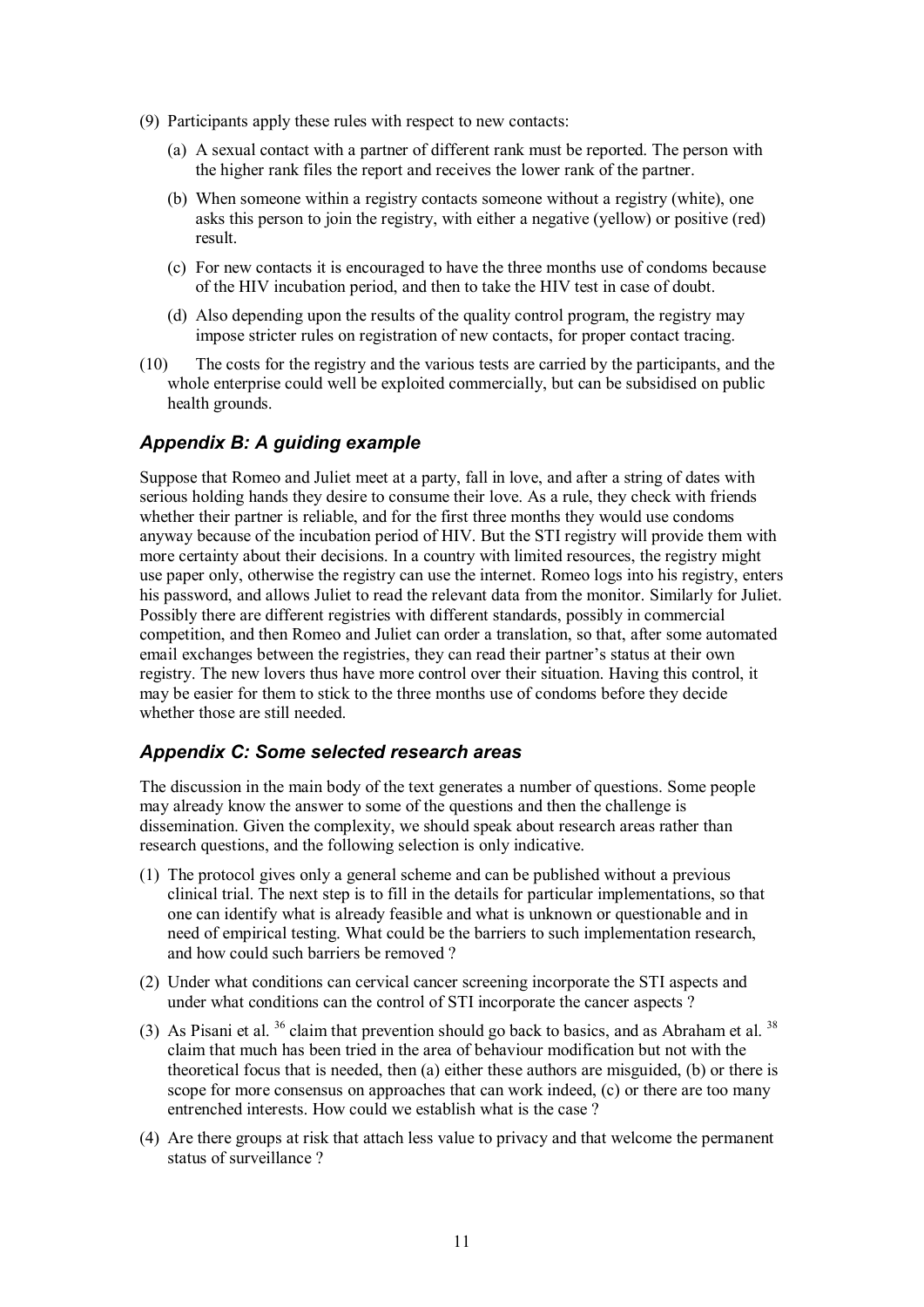(9) Participants apply these rules with respect to new contacts:

   (a) A sexual contact with a partner of different rank must be reported. The person with the higher rank files the report and receives the lower rank of the partner.

   (b) When someone within a registry contacts someone without a registry (white), one asks this person to join the registry, with either a negative (yellow) or positive (red) result.

   (c) For new contacts it is encouraged to have the three months use of condoms because of the HIV incubation period, and then to take the HIV test in case of doubt.

   (d) Also depending upon the results of the quality control program, the registry may impose stricter rules on registration of new contacts, for proper contact tracing.

(10) The costs for the registry and the various tests are carried by the participants, and the whole enterprise could well be exploited commercially, but can be subsidised on public health grounds.

## *Appendix B: A guiding example*

Suppose that Romeo and Juliet meet at a party, fall in love, and after a string of dates with serious holding hands they desire to consume their love. As a rule, they check with friends whether their partner is reliable, and for the first three months they would use condoms anyway because of the incubation period of HIV. But the STI registry will provide them with more certainty about their decisions. In a country with limited resources, the registry might use paper only, otherwise the registry can use the internet. Romeo logs into his registry, enters his password, and allows Juliet to read the relevant data from the monitor. Similarly for Juliet. Possibly there are different registries with different standards, possibly in commercial competition, and then Romeo and Juliet can order a translation, so that, after some automated email exchanges between the registries, they can read their partner's status at their own registry. The new lovers thus have more control over their situation. Having this control, it may be easier for them to stick to the three months use of condoms before they decide whether those are still needed.

## *Appendix C: Some selected research areas*

The discussion in the main body of the text generates a number of questions. Some people may already know the answer to some of the questions and then the challenge is dissemination. Given the complexity, we should speak about research areas rather than research questions, and the following selection is only indicative.

(1) The protocol gives only a general scheme and can be published without a previous clinical trial. The next step is to fill in the details for particular implementations, so that one can identify what is already feasible and what is unknown or questionable and in need of empirical testing. What could be the barriers to such implementation research, and how could such barriers be removed ?

(2) Under what conditions can cervical cancer screening incorporate the STI aspects and under what conditions can the control of STI incorporate the cancer aspects ?

(3) As Pisani et al. [36] claim that prevention should go back to basics, and as Abraham et al. [38] claim that much has been tried in the area of behaviour modification but not with the theoretical focus that is needed, then (a) either these authors are misguided, (b) or there is scope for more consensus on approaches that can work indeed, (c) or there are too many entrenched interests. How could we establish what is the case ?

(4) Are there groups at risk that attach less value to privacy and that welcome the permanent status of surveillance ?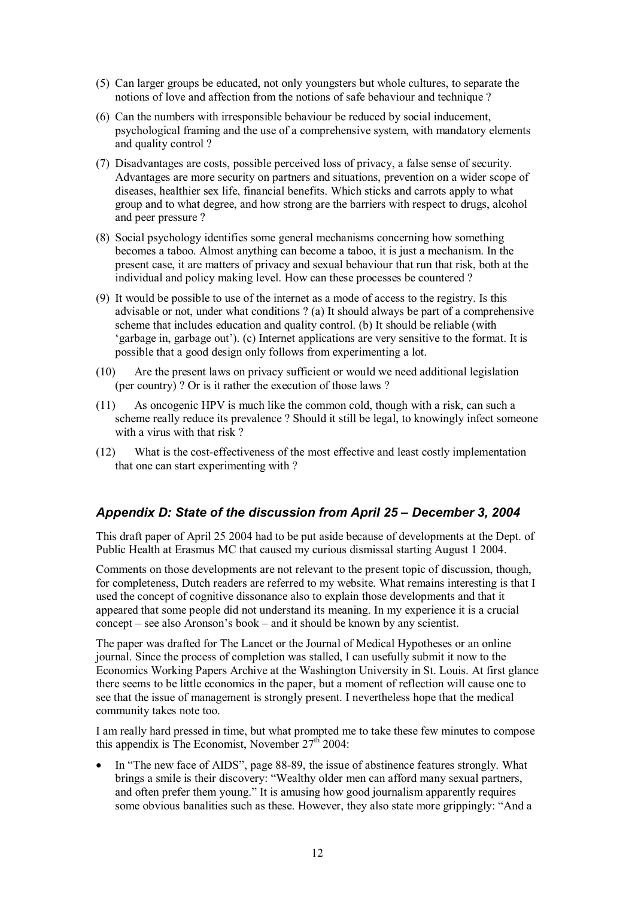(5) Can larger groups be educated, not only youngsters but whole cultures, to separate the notions of love and affection from the notions of safe behaviour and technique ?

(6) Can the numbers with irresponsible behaviour be reduced by social inducement, psychological framing and the use of a comprehensive system, with mandatory elements and quality control ?

(7) Disadvantages are costs, possible perceived loss of privacy, a false sense of security. Advantages are more security on partners and situations, prevention on a wider scope of diseases, healthier sex life, financial benefits. Which sticks and carrots apply to what group and to what degree, and how strong are the barriers with respect to drugs, alcohol and peer pressure ?

(8) Social psychology identifies some general mechanisms concerning how something becomes a taboo. Almost anything can become a taboo, it is just a mechanism. In the present case, it are matters of privacy and sexual behaviour that run that risk, both at the individual and policy making level. How can these processes be countered ?

(9) It would be possible to use of the internet as a mode of access to the registry. Is this advisable or not, under what conditions ? (a) It should always be part of a comprehensive scheme that includes education and quality control. (b) It should be reliable (with 'garbage in, garbage out'). (c) Internet applications are very sensitive to the format. It is possible that a good design only follows from experimenting a lot.

(10) Are the present laws on privacy sufficient or would we need additional legislation (per country) ? Or is it rather the execution of those laws ?

(11) As oncogenic HPV is much like the common cold, though with a risk, can such a scheme really reduce its prevalence ? Should it still be legal, to knowingly infect someone with a virus with that risk ?

(12) What is the cost-effectiveness of the most effective and least costly implementation that one can start experimenting with ?

## *Appendix D: State of the discussion from April 25 – December 3, 2004*

This draft paper of April 25 2004 had to be put aside because of developments at the Dept. of Public Health at Erasmus MC that caused my curious dismissal starting August 1 2004.

Comments on those developments are not relevant to the present topic of discussion, though, for completeness, Dutch readers are referred to my website. What remains interesting is that I used the concept of cognitive dissonance also to explain those developments and that it appeared that some people did not understand its meaning. In my experience it is a crucial concept – see also Aronson's book – and it should be known by any scientist.

The paper was drafted for The Lancet or the Journal of Medical Hypotheses or an online journal. Since the process of completion was stalled, I can usefully submit it now to the Economics Working Papers Archive at the Washington University in St. Louis. At first glance there seems to be little economics in the paper, but a moment of reflection will cause one to see that the issue of management is strongly present. I nevertheless hope that the medical community takes note too.

I am really hard pressed in time, but what prompted me to take these few minutes to compose this appendix is The Economist, November 27th 2004:

- In "The new face of AIDS", page 88-89, the issue of abstinence features strongly. What brings a smile is their discovery: "Wealthy older men can afford many sexual partners, and often prefer them young." It is amusing how good journalism apparently requires some obvious banalities such as these. However, they also state more grippingly: "And a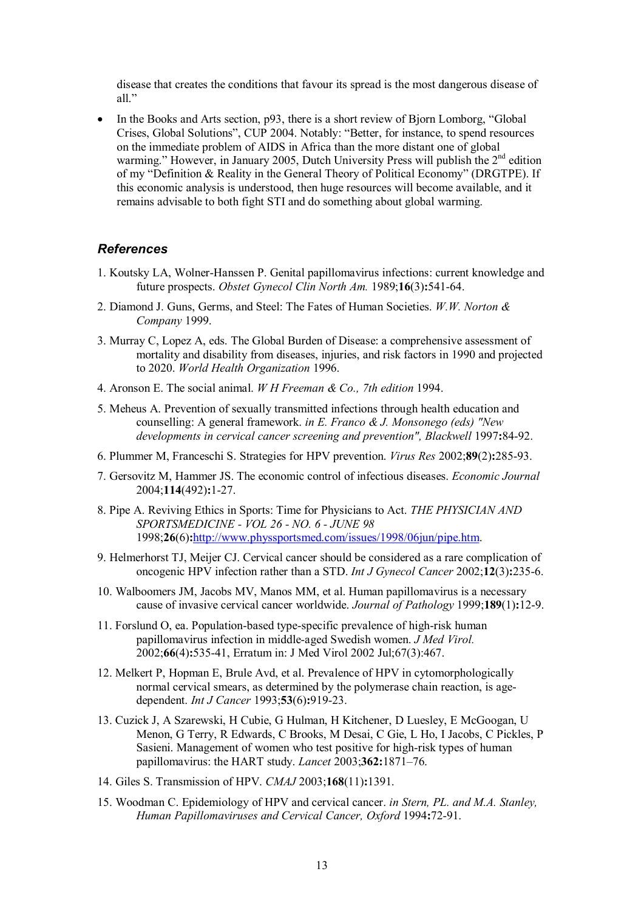disease that creates the conditions that favour its spread is the most dangerous disease of all."

- In the Books and Arts section, p93, there is a short review of Bjorn Lomborg, "Global Crises, Global Solutions", CUP 2004. Notably: "Better, for instance, to spend resources on the immediate problem of AIDS in Africa than the more distant one of global warming." However, in January 2005, Dutch University Press will publish the 2nd edition of my "Definition & Reality in the General Theory of Political Economy" (DRGTPE). If this economic analysis is understood, then huge resources will become available, and it remains advisable to both fight STI and do something about global warming.

### References

1. Koutsky LA, Wolner-Hanssen P. Genital papillomavirus infections: current knowledge and future prospects. *Obstet Gynecol Clin North Am.* 1989;**16**(3)**:**541-64.
2. Diamond J. Guns, Germs, and Steel: The Fates of Human Societies. *W.W. Norton & Company* 1999.
3. Murray C, Lopez A, eds. The Global Burden of Disease: a comprehensive assessment of mortality and disability from diseases, injuries, and risk factors in 1990 and projected to 2020. *World Health Organization* 1996.
4. Aronson E. The social animal. *W H Freeman & Co., 7th edition* 1994.
5. Meheus A. Prevention of sexually transmitted infections through health education and counselling: A general framework. *in E. Franco & J. Monsonego (eds) "New developments in cervical cancer screening and prevention", Blackwell* 1997**:**84-92.
6. Plummer M, Franceschi S. Strategies for HPV prevention. *Virus Res* 2002;**89**(2)**:**285-93.
7. Gersovitz M, Hammer JS. The economic control of infectious diseases. *Economic Journal* 2004;**114**(492)**:**1-27.
8. Pipe A. Reviving Ethics in Sports: Time for Physicians to Act. *THE PHYSICIAN AND SPORTSMEDICINE - VOL 26 - NO. 6 - JUNE 98* 1998;**26**(6)**:**http://www.physsportsmed.com/issues/1998/06jun/pipe.htm.
9. Helmerhorst TJ, Meijer CJ. Cervical cancer should be considered as a rare complication of oncogenic HPV infection rather than a STD. *Int J Gynecol Cancer* 2002;**12**(3)**:**235-6.
10. Walboomers JM, Jacobs MV, Manos MM, et al. Human papillomavirus is a necessary cause of invasive cervical cancer worldwide. *Journal of Pathology* 1999;**189**(1)**:**12-9.
11. Forslund O, ea. Population-based type-specific prevalence of high-risk human papillomavirus infection in middle-aged Swedish women. *J Med Virol.* 2002;**66**(4)**:**535-41, Erratum in: J Med Virol 2002 Jul;67(3):467.
12. Melkert P, Hopman E, Brule Avd, et al. Prevalence of HPV in cytomorphologically normal cervical smears, as determined by the polymerase chain reaction, is age-dependent. *Int J Cancer* 1993;**53**(6)**:**919-23.
13. Cuzick J, A Szarewski, H Cubie, G Hulman, H Kitchener, D Luesley, E McGoogan, U Menon, G Terry, R Edwards, C Brooks, M Desai, C Gie, L Ho, I Jacobs, C Pickles, P Sasieni. Management of women who test positive for high-risk types of human papillomavirus: the HART study. *Lancet* 2003;**362:**1871–76.
14. Giles S. Transmission of HPV. *CMAJ* 2003;**168**(11)**:**1391.
15. Woodman C. Epidemiology of HPV and cervical cancer. *in Stern, PL. and M.A. Stanley, Human Papillomaviruses and Cervical Cancer, Oxford* 1994**:**72-91.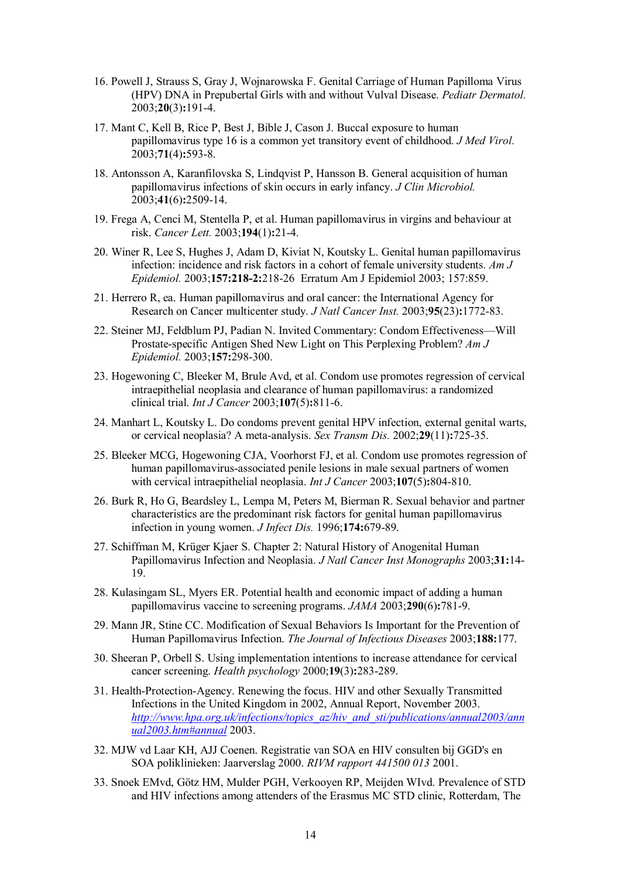16. Powell J, Strauss S, Gray J, Wojnarowska F. Genital Carriage of Human Papilloma Virus (HPV) DNA in Prepubertal Girls with and without Vulval Disease. *Pediatr Dermatol.* 2003;**20**(3)**:**191-4.

17. Mant C, Kell B, Rice P, Best J, Bible J, Cason J. Buccal exposure to human papillomavirus type 16 is a common yet transitory event of childhood. *J Med Virol.* 2003;**71**(4)**:**593-8.

18. Antonsson A, Karanfilovska S, Lindqvist P, Hansson B. General acquisition of human papillomavirus infections of skin occurs in early infancy. *J Clin Microbiol.* 2003;**41**(6)**:**2509-14.

19. Frega A, Cenci M, Stentella P, et al. Human papillomavirus in virgins and behaviour at risk. *Cancer Lett.* 2003;**194**(1)**:**21-4.

20. Winer R, Lee S, Hughes J, Adam D, Kiviat N, Koutsky L. Genital human papillomavirus infection: incidence and risk factors in a cohort of female university students. *Am J Epidemiol.* 2003;**157:218-2:**218-26  Erratum Am J Epidemiol 2003; 157:859.

21. Herrero R, ea. Human papillomavirus and oral cancer: the International Agency for Research on Cancer multicenter study. *J Natl Cancer Inst.* 2003;**95**(23)**:**1772-83.

22. Steiner MJ, Feldblum PJ, Padian N. Invited Commentary: Condom Effectiveness—Will Prostate-specific Antigen Shed New Light on This Perplexing Problem? *Am J Epidemiol.* 2003;**157:**298-300.

23. Hogewoning C, Bleeker M, Brule Avd, et al. Condom use promotes regression of cervical intraepithelial neoplasia and clearance of human papillomavirus: a randomized clinical trial. *Int J Cancer* 2003;**107**(5)**:**811-6.

24. Manhart L, Koutsky L. Do condoms prevent genital HPV infection, external genital warts, or cervical neoplasia? A meta-analysis. *Sex Transm Dis.* 2002;**29**(11)**:**725-35.

25. Bleeker MCG, Hogewoning CJA, Voorhorst FJ, et al. Condom use promotes regression of human papillomavirus-associated penile lesions in male sexual partners of women with cervical intraepithelial neoplasia. *Int J Cancer* 2003;**107**(5)**:**804-810.

26. Burk R, Ho G, Beardsley L, Lempa M, Peters M, Bierman R. Sexual behavior and partner characteristics are the predominant risk factors for genital human papillomavirus infection in young women. *J Infect Dis.* 1996;**174:**679-89.

27. Schiffman M, Krüger Kjaer S. Chapter 2: Natural History of Anogenital Human Papillomavirus Infection and Neoplasia. *J Natl Cancer Inst Monographs* 2003;**31:**14-19.

28. Kulasingam SL, Myers ER. Potential health and economic impact of adding a human papillomavirus vaccine to screening programs. *JAMA* 2003;**290**(6)**:**781-9.

29. Mann JR, Stine CC. Modification of Sexual Behaviors Is Important for the Prevention of Human Papillomavirus Infection. *The Journal of Infectious Diseases* 2003;**188:**177.

30. Sheeran P, Orbell S. Using implementation intentions to increase attendance for cervical cancer screening. *Health psychology* 2000;**19**(3)**:**283-289.

31. Health-Protection-Agency. Renewing the focus. HIV and other Sexually Transmitted Infections in the United Kingdom in 2002, Annual Report, November 2003. *http://www.hpa.org.uk/infections/topics_az/hiv_and_sti/publications/annual2003/annual2003.htm#annual* 2003.

32. MJW vd Laar KH, AJJ Coenen. Registratie van SOA en HIV consulten bij GGD's en SOA poliklinieken: Jaarverslag 2000. *RIVM rapport 441500 013* 2001.

33. Snoek EMvd, Götz HM, Mulder PGH, Verkooyen RP, Meijden WIvd. Prevalence of STD and HIV infections among attenders of the Erasmus MC STD clinic, Rotterdam, The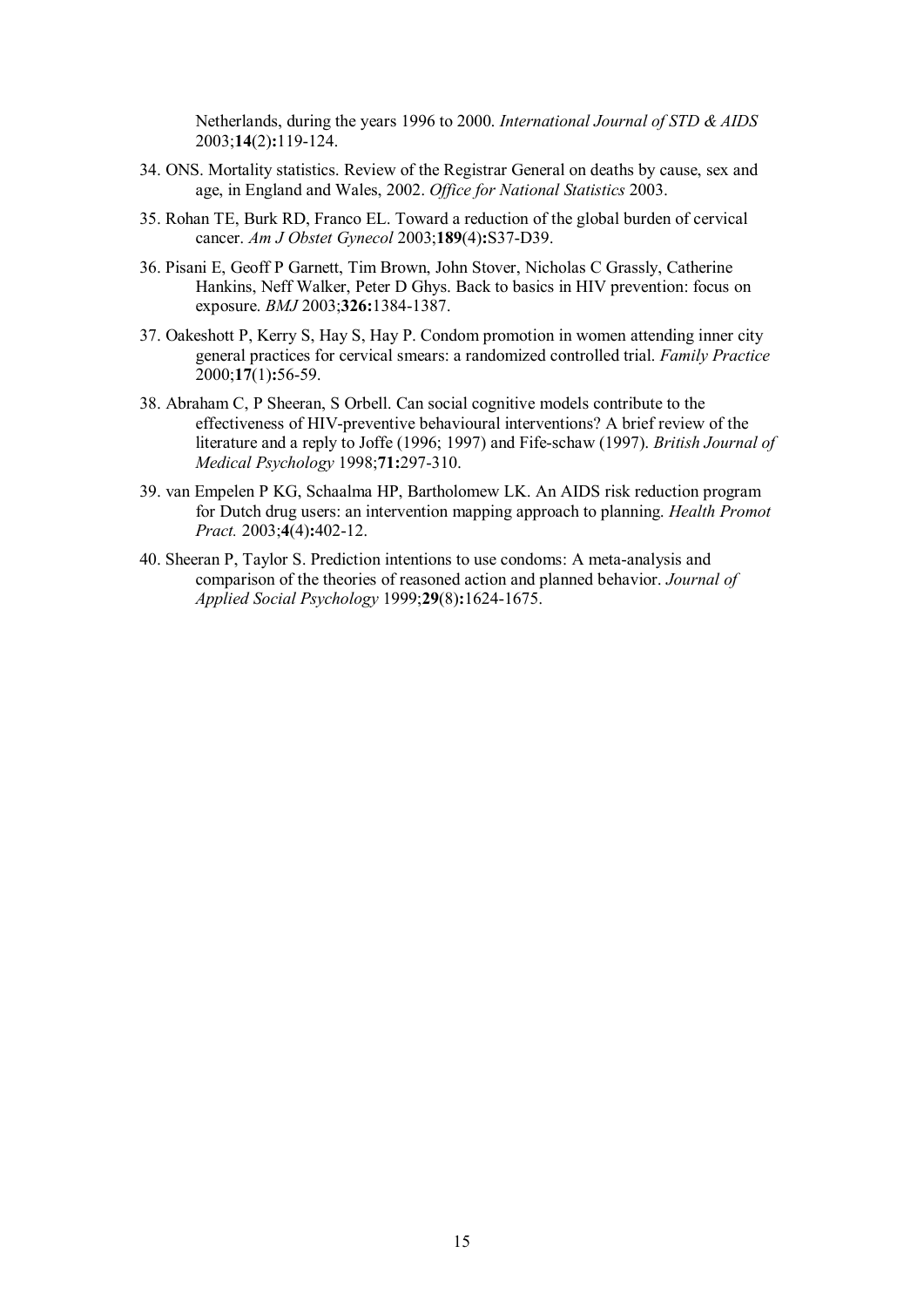Netherlands, during the years 1996 to 2000. *International Journal of STD & AIDS* 2003;**14**(2)**:**119-124.

34. ONS. Mortality statistics. Review of the Registrar General on deaths by cause, sex and age, in England and Wales, 2002. *Office for National Statistics* 2003.
35. Rohan TE, Burk RD, Franco EL. Toward a reduction of the global burden of cervical cancer. *Am J Obstet Gynecol* 2003;**189**(4)**:**S37-D39.
36. Pisani E, Geoff P Garnett, Tim Brown, John Stover, Nicholas C Grassly, Catherine Hankins, Neff Walker, Peter D Ghys. Back to basics in HIV prevention: focus on exposure. *BMJ* 2003;**326:**1384-1387.
37. Oakeshott P, Kerry S, Hay S, Hay P. Condom promotion in women attending inner city general practices for cervical smears: a randomized controlled trial. *Family Practice* 2000;**17**(1)**:**56-59.
38. Abraham C, P Sheeran, S Orbell. Can social cognitive models contribute to the effectiveness of HIV-preventive behavioural interventions? A brief review of the literature and a reply to Joffe (1996; 1997) and Fife-schaw (1997). *British Journal of Medical Psychology* 1998;**71:**297-310.
39. van Empelen P KG, Schaalma HP, Bartholomew LK. An AIDS risk reduction program for Dutch drug users: an intervention mapping approach to planning. *Health Promot Pract.* 2003;**4**(4)**:**402-12.
40. Sheeran P, Taylor S. Prediction intentions to use condoms: A meta-analysis and comparison of the theories of reasoned action and planned behavior. *Journal of Applied Social Psychology* 1999;**29**(8)**:**1624-1675.